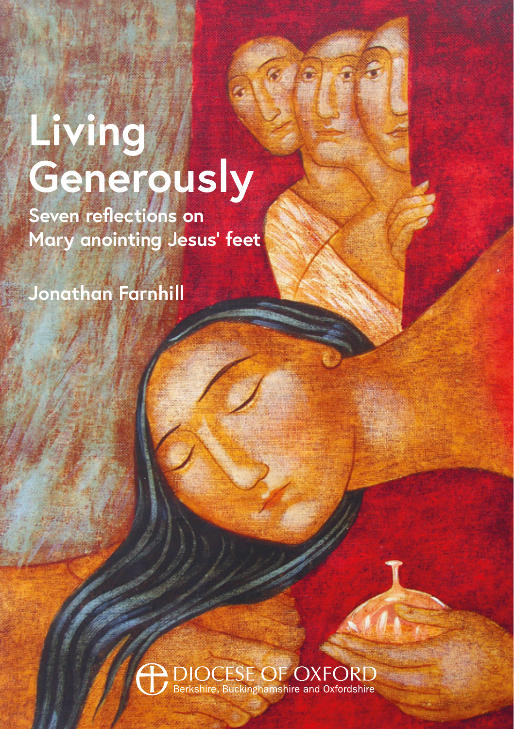# Living Generously

## Seven reflections on Mary anointing Jesus' feet

Jonathan Farnhill

DIOCESE OF OXFORD
Berkshire, Buckinghamshire and Oxfordshire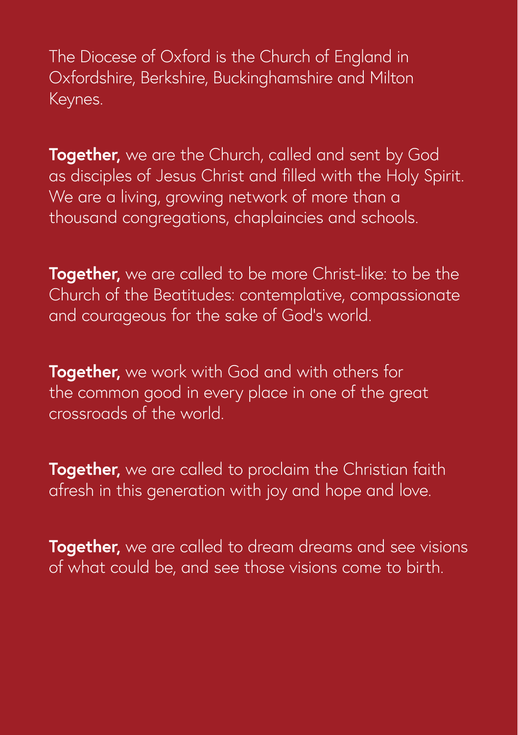The Diocese of Oxford is the Church of England in Oxfordshire, Berkshire, Buckinghamshire and Milton Keynes.

**Together,** we are the Church, called and sent by God as disciples of Jesus Christ and filled with the Holy Spirit. We are a living, growing network of more than a thousand congregations, chaplaincies and schools.

**Together,** we are called to be more Christ-like: to be the Church of the Beatitudes: contemplative, compassionate and courageous for the sake of God's world.

**Together,** we work with God and with others for the common good in every place in one of the great crossroads of the world.

**Together,** we are called to proclaim the Christian faith afresh in this generation with joy and hope and love.

**Together,** we are called to dream dreams and see visions of what could be, and see those visions come to birth.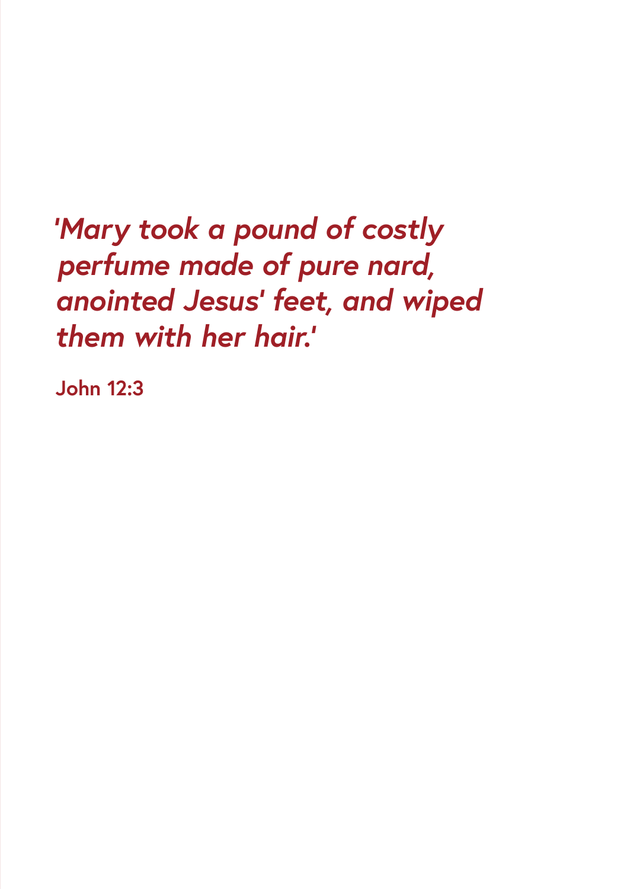*'Mary took a pound of costly perfume made of pure nard, anointed Jesus' feet, and wiped them with her hair.'*

**John 12:3**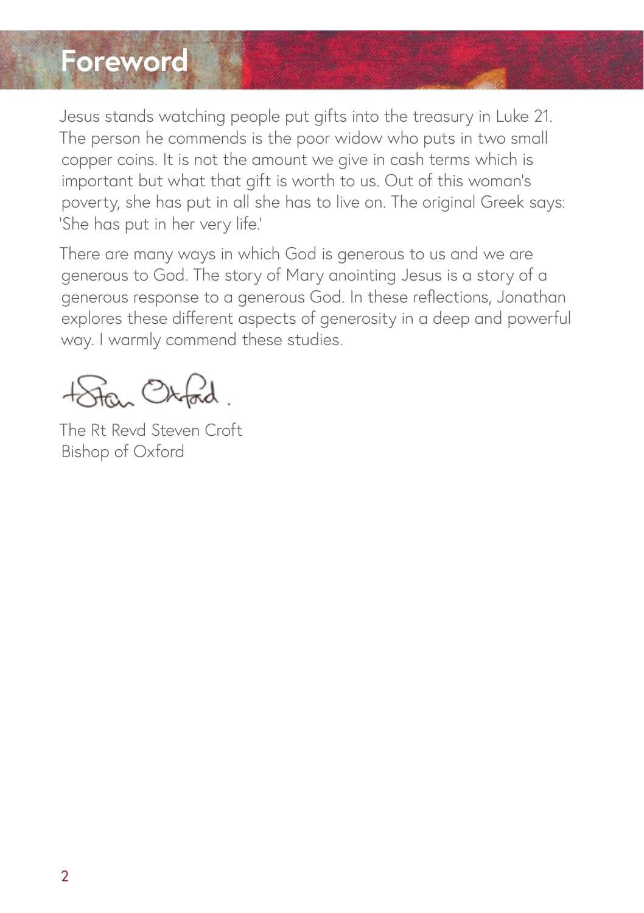# Foreword

Jesus stands watching people put gifts into the treasury in Luke 21. The person he commends is the poor widow who puts in two small copper coins. It is not the amount we give in cash terms which is important but what that gift is worth to us. Out of this woman's poverty, she has put in all she has to live on. The original Greek says: 'She has put in her very life.'

There are many ways in which God is generous to us and we are generous to God. The story of Mary anointing Jesus is a story of a generous response to a generous God. In these reflections, Jonathan explores these different aspects of generosity in a deep and powerful way. I warmly commend these studies.

+Stan Oxford.

The Rt Revd Steven Croft
Bishop of Oxford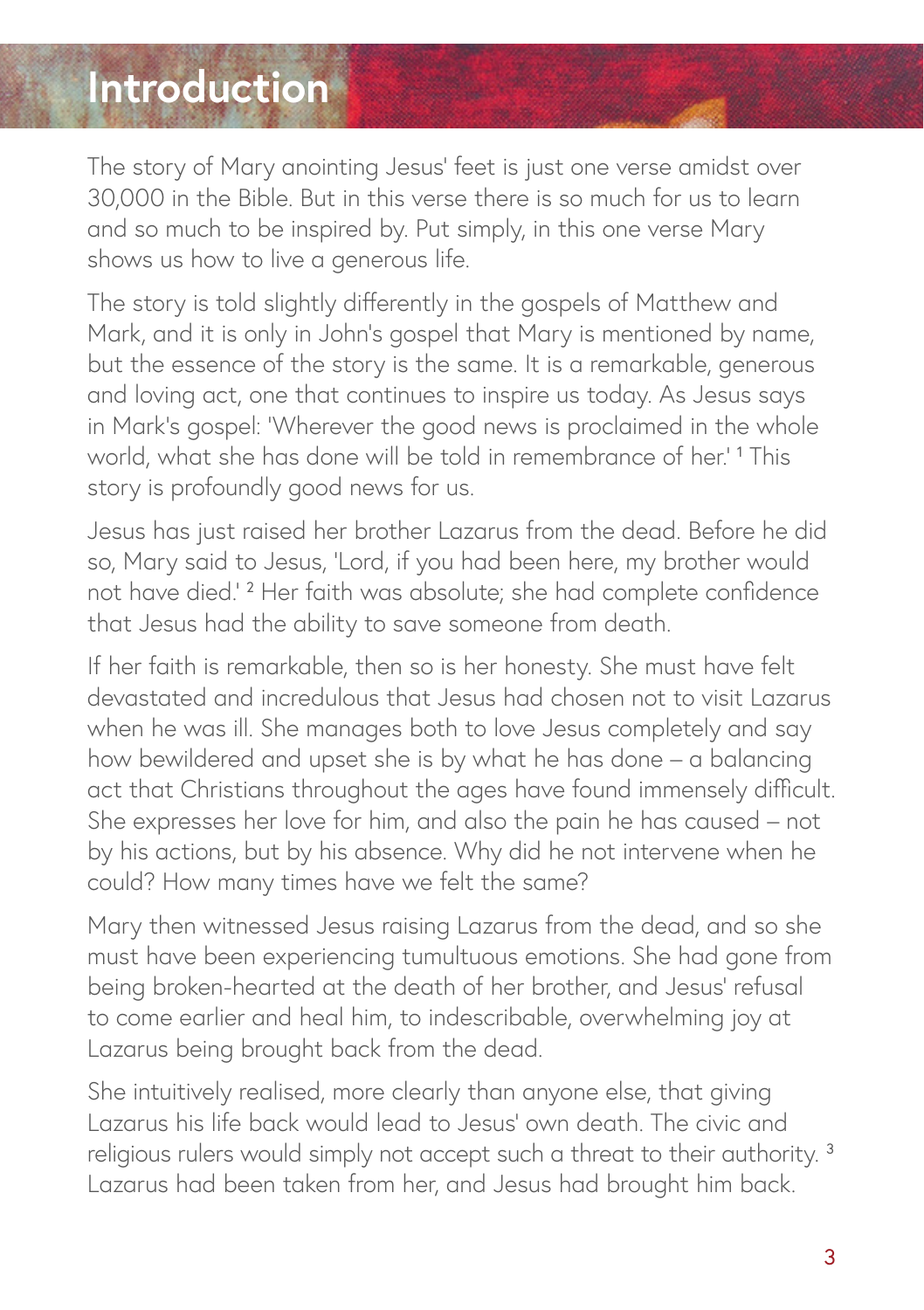# Introduction

The story of Mary anointing Jesus' feet is just one verse amidst over 30,000 in the Bible. But in this verse there is so much for us to learn and so much to be inspired by. Put simply, in this one verse Mary shows us how to live a generous life.

The story is told slightly differently in the gospels of Matthew and Mark, and it is only in John's gospel that Mary is mentioned by name, but the essence of the story is the same. It is a remarkable, generous and loving act, one that continues to inspire us today. As Jesus says in Mark's gospel: 'Wherever the good news is proclaimed in the whole world, what she has done will be told in remembrance of her.' [1] This story is profoundly good news for us.

Jesus has just raised her brother Lazarus from the dead. Before he did so, Mary said to Jesus, 'Lord, if you had been here, my brother would not have died.' [2] Her faith was absolute; she had complete confidence that Jesus had the ability to save someone from death.

If her faith is remarkable, then so is her honesty. She must have felt devastated and incredulous that Jesus had chosen not to visit Lazarus when he was ill. She manages both to love Jesus completely and say how bewildered and upset she is by what he has done – a balancing act that Christians throughout the ages have found immensely difficult. She expresses her love for him, and also the pain he has caused – not by his actions, but by his absence. Why did he not intervene when he could? How many times have we felt the same?

Mary then witnessed Jesus raising Lazarus from the dead, and so she must have been experiencing tumultuous emotions. She had gone from being broken-hearted at the death of her brother, and Jesus' refusal to come earlier and heal him, to indescribable, overwhelming joy at Lazarus being brought back from the dead.

She intuitively realised, more clearly than anyone else, that giving Lazarus his life back would lead to Jesus' own death. The civic and religious rulers would simply not accept such a threat to their authority. [3] Lazarus had been taken from her, and Jesus had brought him back.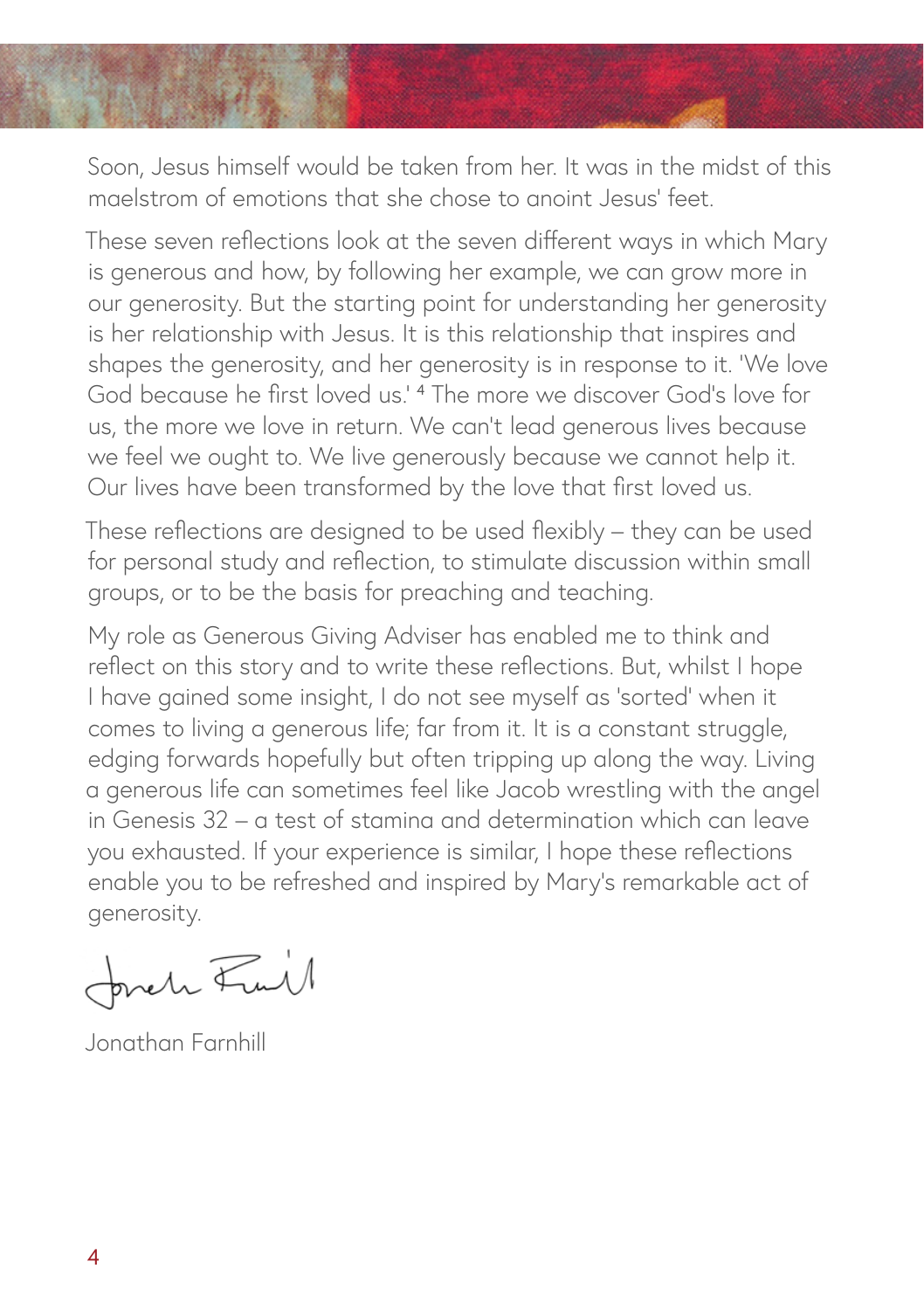Soon, Jesus himself would be taken from her. It was in the midst of this maelstrom of emotions that she chose to anoint Jesus' feet.

These seven reflections look at the seven different ways in which Mary is generous and how, by following her example, we can grow more in our generosity. But the starting point for understanding her generosity is her relationship with Jesus. It is this relationship that inspires and shapes the generosity, and her generosity is in response to it. 'We love God because he first loved us.' [4] The more we discover God's love for us, the more we love in return. We can't lead generous lives because we feel we ought to. We live generously because we cannot help it. Our lives have been transformed by the love that first loved us.

These reflections are designed to be used flexibly – they can be used for personal study and reflection, to stimulate discussion within small groups, or to be the basis for preaching and teaching.

My role as Generous Giving Adviser has enabled me to think and reflect on this story and to write these reflections. But, whilst I hope I have gained some insight, I do not see myself as 'sorted' when it comes to living a generous life; far from it. It is a constant struggle, edging forwards hopefully but often tripping up along the way. Living a generous life can sometimes feel like Jacob wrestling with the angel in Genesis 32 – a test of stamina and determination which can leave you exhausted. If your experience is similar, I hope these reflections enable you to be refreshed and inspired by Mary's remarkable act of generosity.

Jonathan Farnhill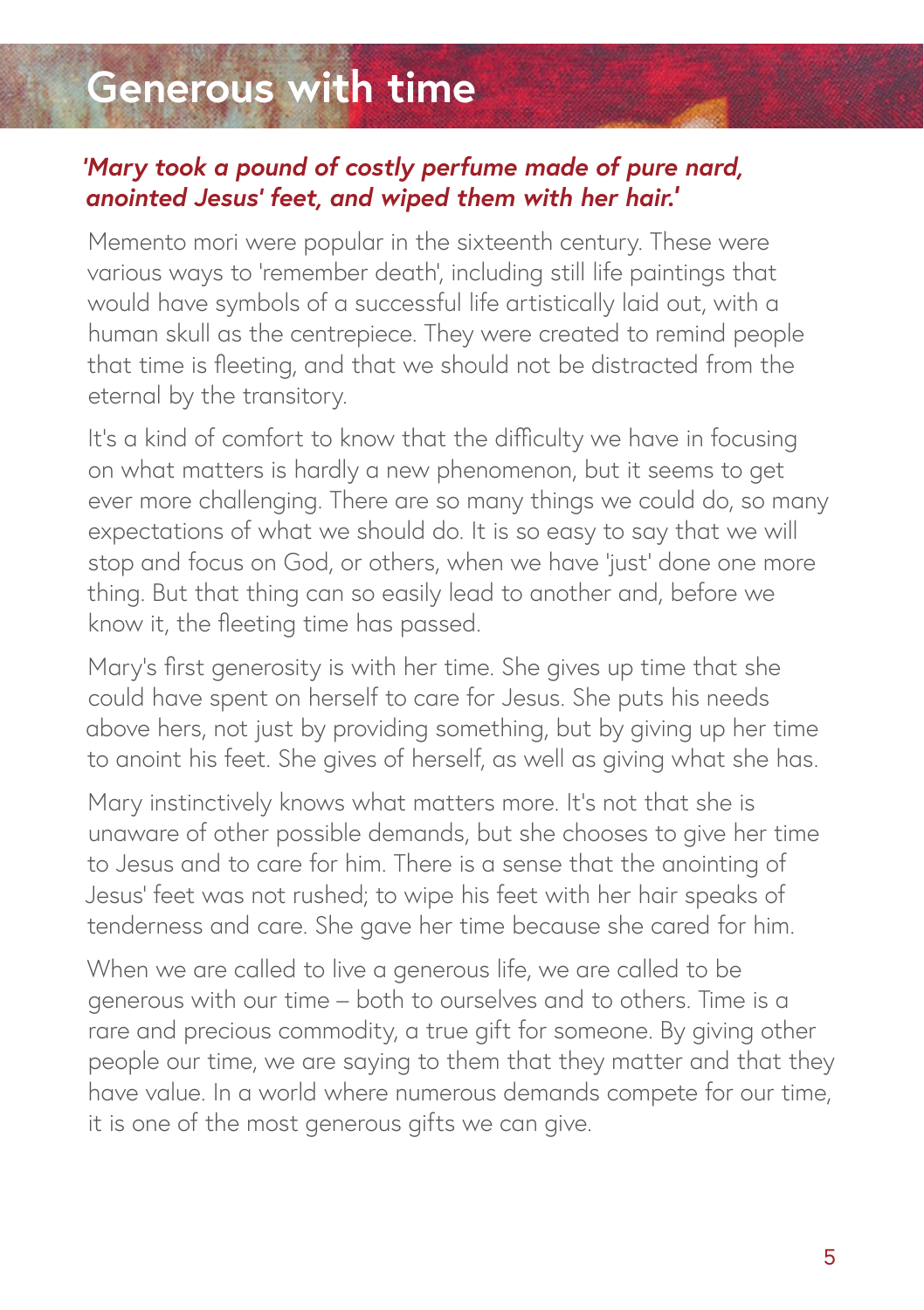# Generous with time

***'Mary took a pound of costly perfume made of pure nard, anointed Jesus' feet, and wiped them with her hair.'***

Memento mori were popular in the sixteenth century. These were various ways to 'remember death', including still life paintings that would have symbols of a successful life artistically laid out, with a human skull as the centrepiece. They were created to remind people that time is fleeting, and that we should not be distracted from the eternal by the transitory.

It's a kind of comfort to know that the difficulty we have in focusing on what matters is hardly a new phenomenon, but it seems to get ever more challenging. There are so many things we could do, so many expectations of what we should do. It is so easy to say that we will stop and focus on God, or others, when we have 'just' done one more thing. But that thing can so easily lead to another and, before we know it, the fleeting time has passed.

Mary's first generosity is with her time. She gives up time that she could have spent on herself to care for Jesus. She puts his needs above hers, not just by providing something, but by giving up her time to anoint his feet. She gives of herself, as well as giving what she has.

Mary instinctively knows what matters more. It's not that she is unaware of other possible demands, but she chooses to give her time to Jesus and to care for him. There is a sense that the anointing of Jesus' feet was not rushed; to wipe his feet with her hair speaks of tenderness and care. She gave her time because she cared for him.

When we are called to live a generous life, we are called to be generous with our time – both to ourselves and to others. Time is a rare and precious commodity, a true gift for someone. By giving other people our time, we are saying to them that they matter and that they have value. In a world where numerous demands compete for our time, it is one of the most generous gifts we can give.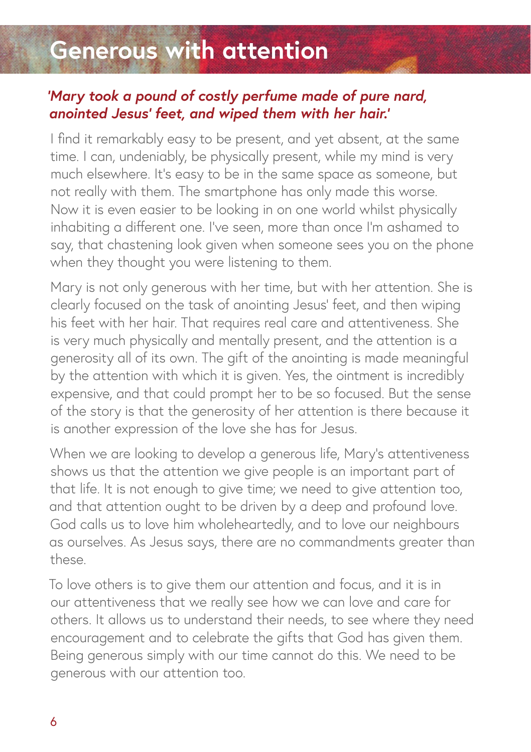# Generous with attention

***'Mary took a pound of costly perfume made of pure nard, anointed Jesus' feet, and wiped them with her hair.'***

I find it remarkably easy to be present, and yet absent, at the same time. I can, undeniably, be physically present, while my mind is very much elsewhere. It's easy to be in the same space as someone, but not really with them. The smartphone has only made this worse. Now it is even easier to be looking in on one world whilst physically inhabiting a different one. I've seen, more than once I'm ashamed to say, that chastening look given when someone sees you on the phone when they thought you were listening to them.

Mary is not only generous with her time, but with her attention. She is clearly focused on the task of anointing Jesus' feet, and then wiping his feet with her hair. That requires real care and attentiveness. She is very much physically and mentally present, and the attention is a generosity all of its own. The gift of the anointing is made meaningful by the attention with which it is given. Yes, the ointment is incredibly expensive, and that could prompt her to be so focused. But the sense of the story is that the generosity of her attention is there because it is another expression of the love she has for Jesus.

When we are looking to develop a generous life, Mary's attentiveness shows us that the attention we give people is an important part of that life. It is not enough to give time; we need to give attention too, and that attention ought to be driven by a deep and profound love. God calls us to love him wholeheartedly, and to love our neighbours as ourselves. As Jesus says, there are no commandments greater than these.

To love others is to give them our attention and focus, and it is in our attentiveness that we really see how we can love and care for others. It allows us to understand their needs, to see where they need encouragement and to celebrate the gifts that God has given them. Being generous simply with our time cannot do this. We need to be generous with our attention too.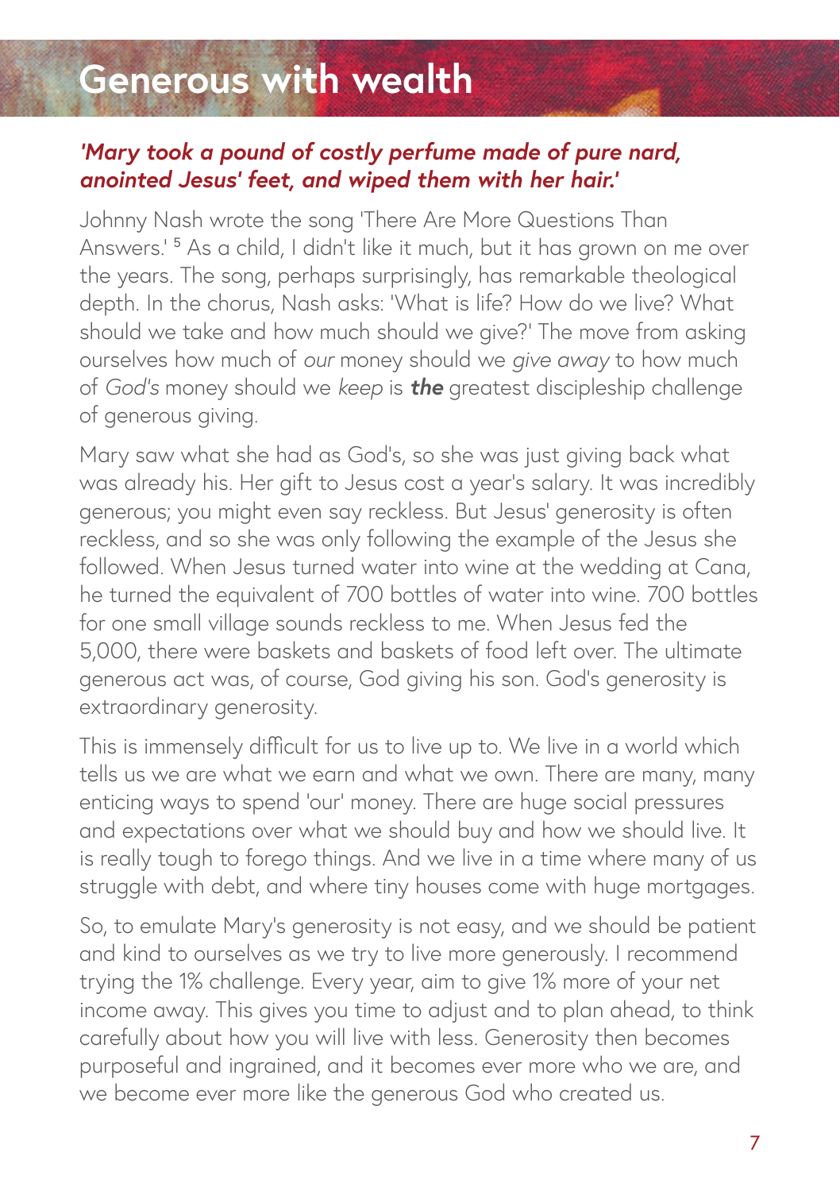# Generous with wealth

***'Mary took a pound of costly perfume made of pure nard, anointed Jesus' feet, and wiped them with her hair.'***

Johnny Nash wrote the song 'There Are More Questions Than Answers.' [5] As a child, I didn't like it much, but it has grown on me over the years. The song, perhaps surprisingly, has remarkable theological depth. In the chorus, Nash asks: 'What is life? How do we live? What should we take and how much should we give?' The move from asking ourselves how much of *our* money should we *give away* to how much of *God's* money should we *keep* is ***the*** greatest discipleship challenge of generous giving.

Mary saw what she had as God's, so she was just giving back what was already his. Her gift to Jesus cost a year's salary. It was incredibly generous; you might even say reckless. But Jesus' generosity is often reckless, and so she was only following the example of the Jesus she followed. When Jesus turned water into wine at the wedding at Cana, he turned the equivalent of 700 bottles of water into wine. 700 bottles for one small village sounds reckless to me. When Jesus fed the 5,000, there were baskets and baskets of food left over. The ultimate generous act was, of course, God giving his son. God's generosity is extraordinary generosity.

This is immensely difficult for us to live up to. We live in a world which tells us we are what we earn and what we own. There are many, many enticing ways to spend 'our' money. There are huge social pressures and expectations over what we should buy and how we should live. It is really tough to forego things. And we live in a time where many of us struggle with debt, and where tiny houses come with huge mortgages.

So, to emulate Mary's generosity is not easy, and we should be patient and kind to ourselves as we try to live more generously. I recommend trying the 1% challenge. Every year, aim to give 1% more of your net income away. This gives you time to adjust and to plan ahead, to think carefully about how you will live with less. Generosity then becomes purposeful and ingrained, and it becomes ever more who we are, and we become ever more like the generous God who created us.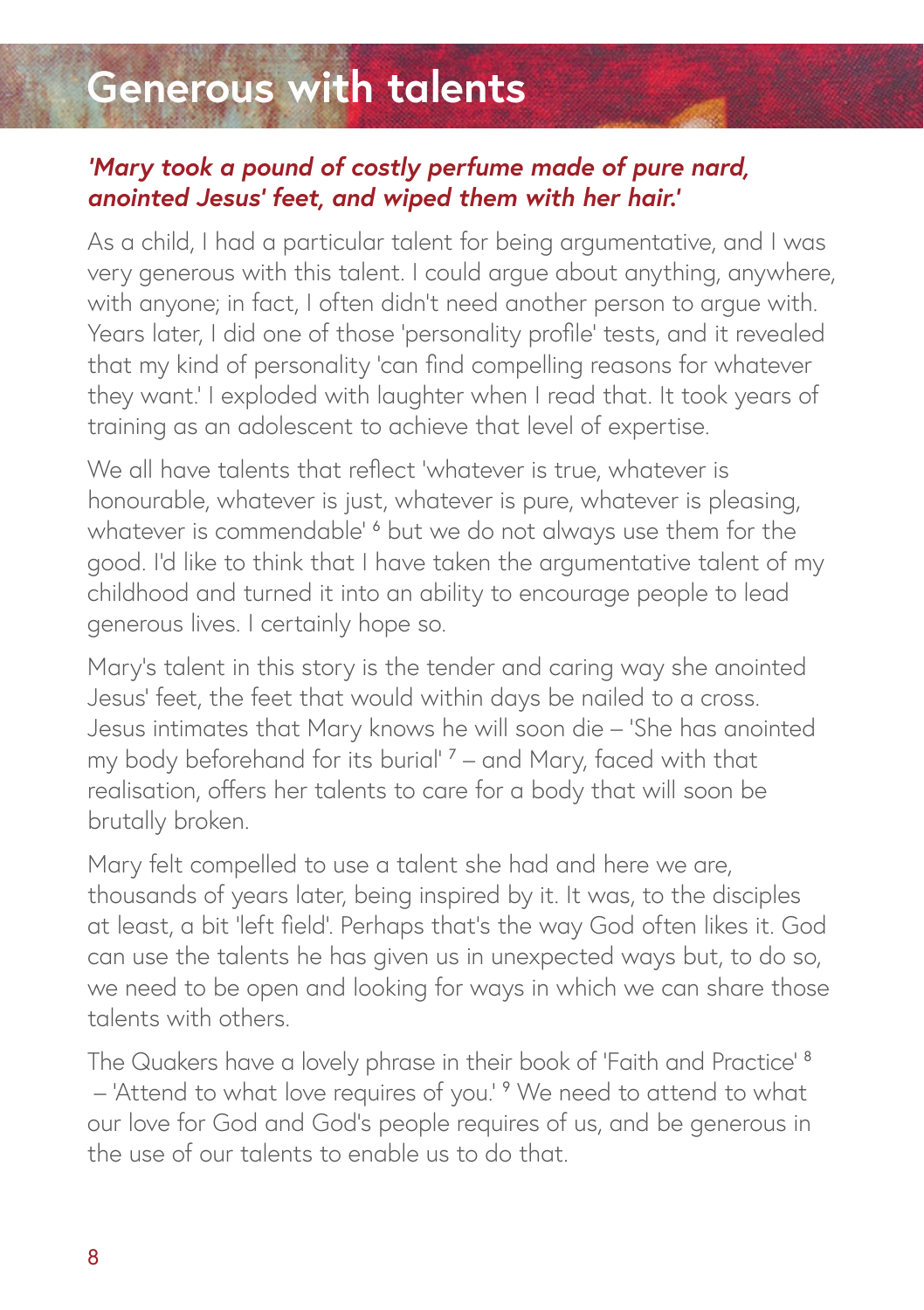# Generous with talents

***'Mary took a pound of costly perfume made of pure nard, anointed Jesus' feet, and wiped them with her hair.'***

As a child, I had a particular talent for being argumentative, and I was very generous with this talent. I could argue about anything, anywhere, with anyone; in fact, I often didn't need another person to argue with. Years later, I did one of those 'personality profile' tests, and it revealed that my kind of personality 'can find compelling reasons for whatever they want.' I exploded with laughter when I read that. It took years of training as an adolescent to achieve that level of expertise.

We all have talents that reflect 'whatever is true, whatever is honourable, whatever is just, whatever is pure, whatever is pleasing, whatever is commendable' [6] but we do not always use them for the good. I'd like to think that I have taken the argumentative talent of my childhood and turned it into an ability to encourage people to lead generous lives. I certainly hope so.

Mary's talent in this story is the tender and caring way she anointed Jesus' feet, the feet that would within days be nailed to a cross. Jesus intimates that Mary knows he will soon die – 'She has anointed my body beforehand for its burial' [7] – and Mary, faced with that realisation, offers her talents to care for a body that will soon be brutally broken.

Mary felt compelled to use a talent she had and here we are, thousands of years later, being inspired by it. It was, to the disciples at least, a bit 'left field'. Perhaps that's the way God often likes it. God can use the talents he has given us in unexpected ways but, to do so, we need to be open and looking for ways in which we can share those talents with others.

The Quakers have a lovely phrase in their book of 'Faith and Practice' [8] – 'Attend to what love requires of you.' [9] We need to attend to what our love for God and God's people requires of us, and be generous in the use of our talents to enable us to do that.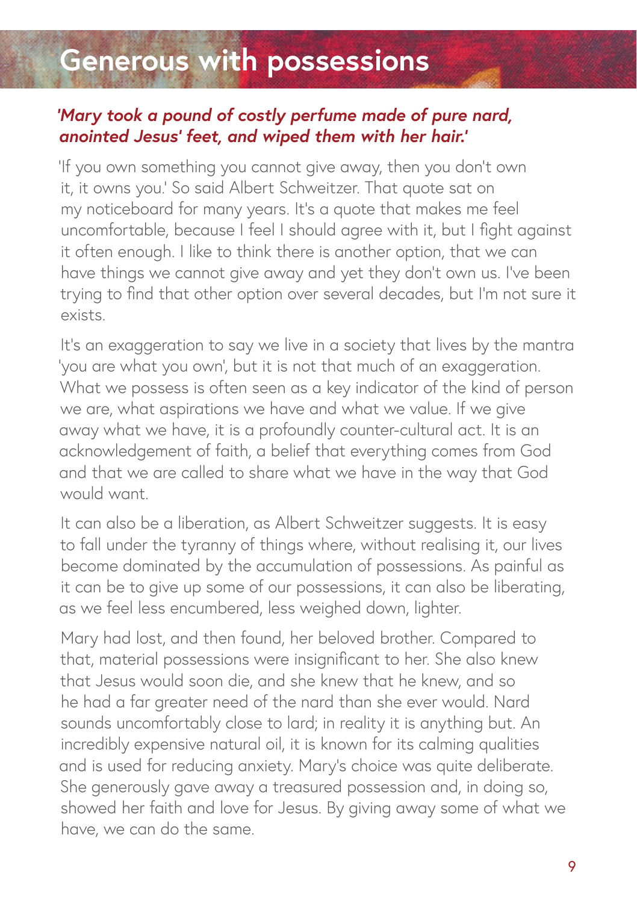# Generous with possessions

***'Mary took a pound of costly perfume made of pure nard, anointed Jesus' feet, and wiped them with her hair.'***

'If you own something you cannot give away, then you don't own it, it owns you.' So said Albert Schweitzer. That quote sat on my noticeboard for many years. It's a quote that makes me feel uncomfortable, because I feel I should agree with it, but I fight against it often enough. I like to think there is another option, that we can have things we cannot give away and yet they don't own us. I've been trying to find that other option over several decades, but I'm not sure it exists.

It's an exaggeration to say we live in a society that lives by the mantra 'you are what you own', but it is not that much of an exaggeration. What we possess is often seen as a key indicator of the kind of person we are, what aspirations we have and what we value. If we give away what we have, it is a profoundly counter-cultural act. It is an acknowledgement of faith, a belief that everything comes from God and that we are called to share what we have in the way that God would want.

It can also be a liberation, as Albert Schweitzer suggests. It is easy to fall under the tyranny of things where, without realising it, our lives become dominated by the accumulation of possessions. As painful as it can be to give up some of our possessions, it can also be liberating, as we feel less encumbered, less weighed down, lighter.

Mary had lost, and then found, her beloved brother. Compared to that, material possessions were insignificant to her. She also knew that Jesus would soon die, and she knew that he knew, and so he had a far greater need of the nard than she ever would. Nard sounds uncomfortably close to lard; in reality it is anything but. An incredibly expensive natural oil, it is known for its calming qualities and is used for reducing anxiety. Mary's choice was quite deliberate. She generously gave away a treasured possession and, in doing so, showed her faith and love for Jesus. By giving away some of what we have, we can do the same.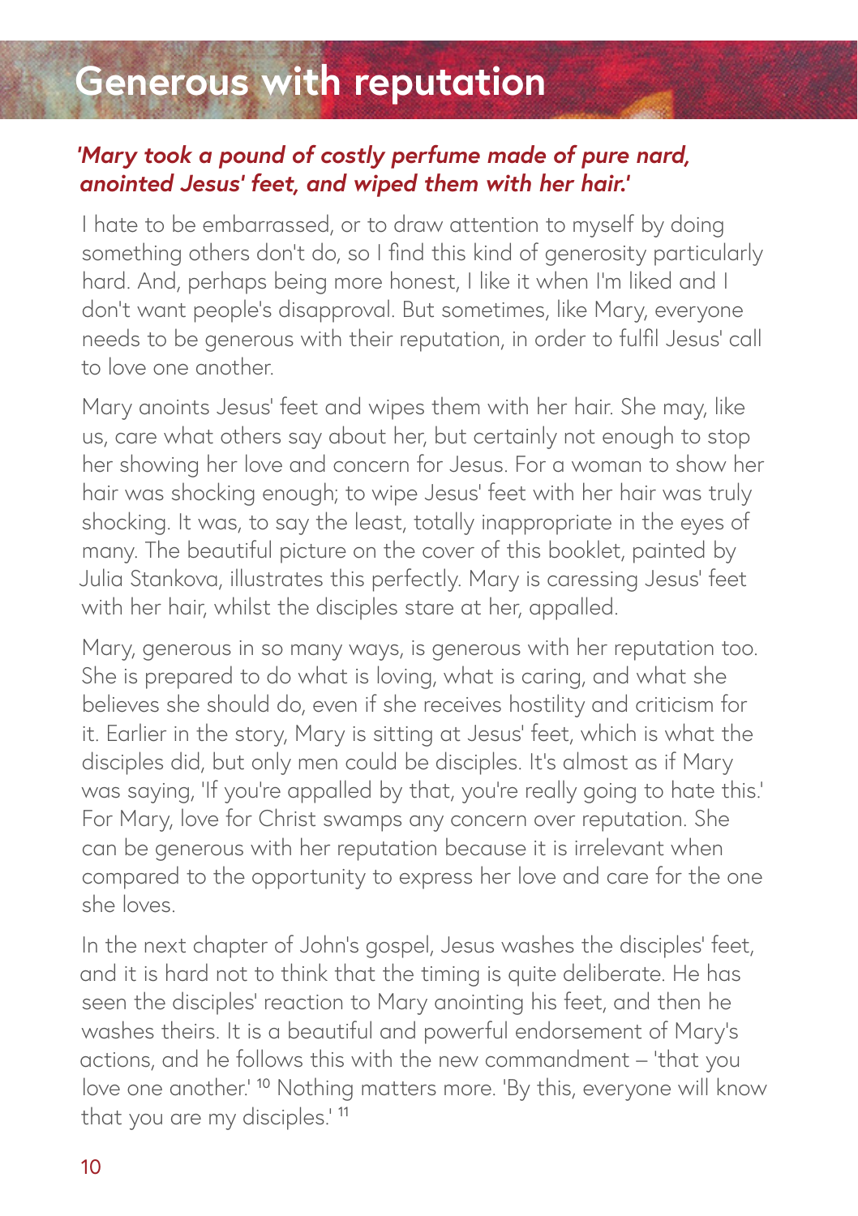# Generous with reputation

***'Mary took a pound of costly perfume made of pure nard, anointed Jesus' feet, and wiped them with her hair.'***

I hate to be embarrassed, or to draw attention to myself by doing something others don't do, so I find this kind of generosity particularly hard. And, perhaps being more honest, I like it when I'm liked and I don't want people's disapproval. But sometimes, like Mary, everyone needs to be generous with their reputation, in order to fulfil Jesus' call to love one another.

Mary anoints Jesus' feet and wipes them with her hair. She may, like us, care what others say about her, but certainly not enough to stop her showing her love and concern for Jesus. For a woman to show her hair was shocking enough; to wipe Jesus' feet with her hair was truly shocking. It was, to say the least, totally inappropriate in the eyes of many. The beautiful picture on the cover of this booklet, painted by Julia Stankova, illustrates this perfectly. Mary is caressing Jesus' feet with her hair, whilst the disciples stare at her, appalled.

Mary, generous in so many ways, is generous with her reputation too. She is prepared to do what is loving, what is caring, and what she believes she should do, even if she receives hostility and criticism for it. Earlier in the story, Mary is sitting at Jesus' feet, which is what the disciples did, but only men could be disciples. It's almost as if Mary was saying, 'If you're appalled by that, you're really going to hate this.' For Mary, love for Christ swamps any concern over reputation. She can be generous with her reputation because it is irrelevant when compared to the opportunity to express her love and care for the one she loves.

In the next chapter of John's gospel, Jesus washes the disciples' feet, and it is hard not to think that the timing is quite deliberate. He has seen the disciples' reaction to Mary anointing his feet, and then he washes theirs. It is a beautiful and powerful endorsement of Mary's actions, and he follows this with the new commandment – 'that you love one another.' [10] Nothing matters more. 'By this, everyone will know that you are my disciples.' [11]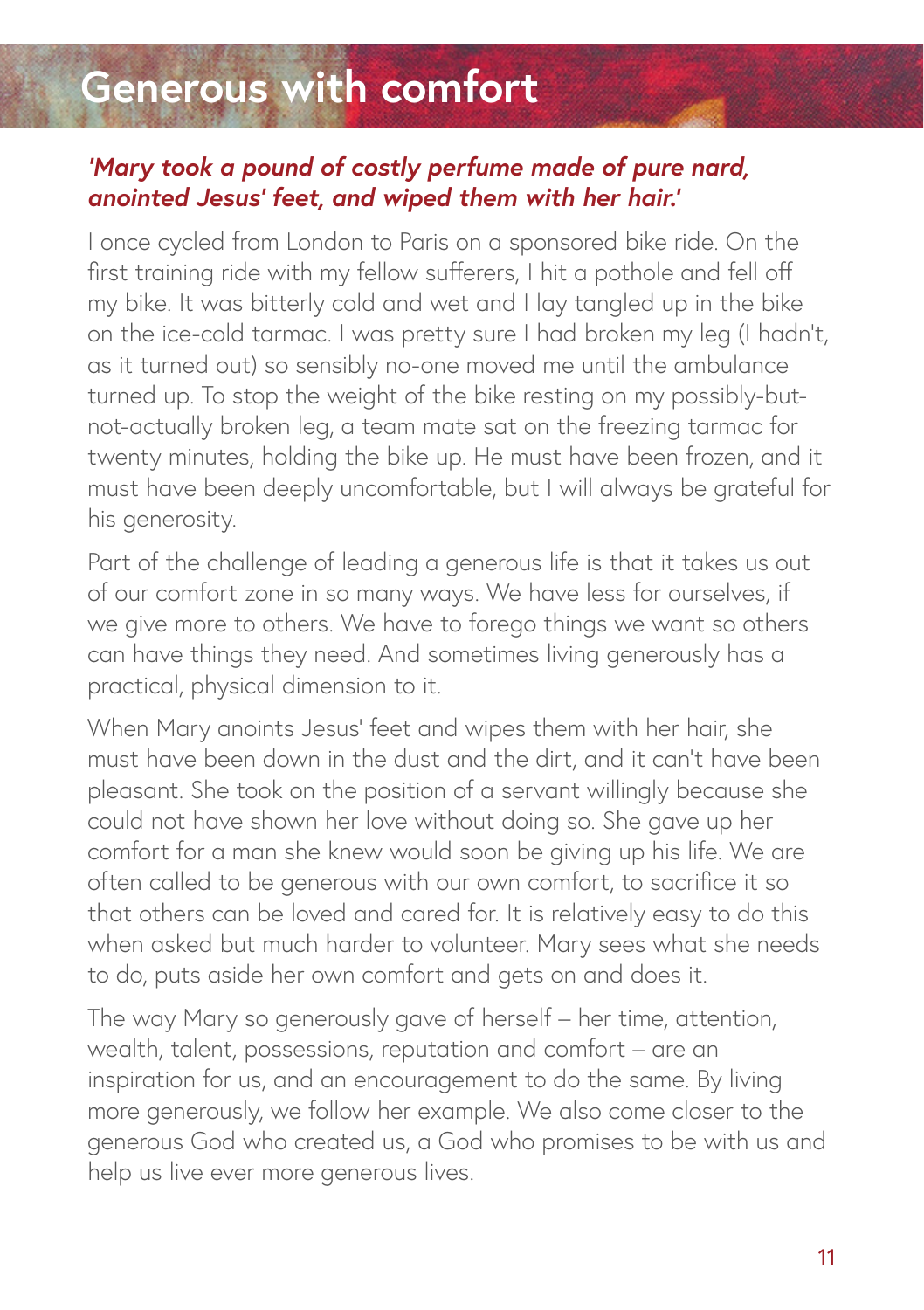# Generous with comfort

***'Mary took a pound of costly perfume made of pure nard, anointed Jesus' feet, and wiped them with her hair.'***

I once cycled from London to Paris on a sponsored bike ride. On the first training ride with my fellow sufferers, I hit a pothole and fell off my bike. It was bitterly cold and wet and I lay tangled up in the bike on the ice-cold tarmac. I was pretty sure I had broken my leg (I hadn't, as it turned out) so sensibly no-one moved me until the ambulance turned up. To stop the weight of the bike resting on my possibly-but-not-actually broken leg, a team mate sat on the freezing tarmac for twenty minutes, holding the bike up. He must have been frozen, and it must have been deeply uncomfortable, but I will always be grateful for his generosity.

Part of the challenge of leading a generous life is that it takes us out of our comfort zone in so many ways. We have less for ourselves, if we give more to others. We have to forego things we want so others can have things they need. And sometimes living generously has a practical, physical dimension to it.

When Mary anoints Jesus' feet and wipes them with her hair, she must have been down in the dust and the dirt, and it can't have been pleasant. She took on the position of a servant willingly because she could not have shown her love without doing so. She gave up her comfort for a man she knew would soon be giving up his life. We are often called to be generous with our own comfort, to sacrifice it so that others can be loved and cared for. It is relatively easy to do this when asked but much harder to volunteer. Mary sees what she needs to do, puts aside her own comfort and gets on and does it.

The way Mary so generously gave of herself – her time, attention, wealth, talent, possessions, reputation and comfort – are an inspiration for us, and an encouragement to do the same. By living more generously, we follow her example. We also come closer to the generous God who created us, a God who promises to be with us and help us live ever more generous lives.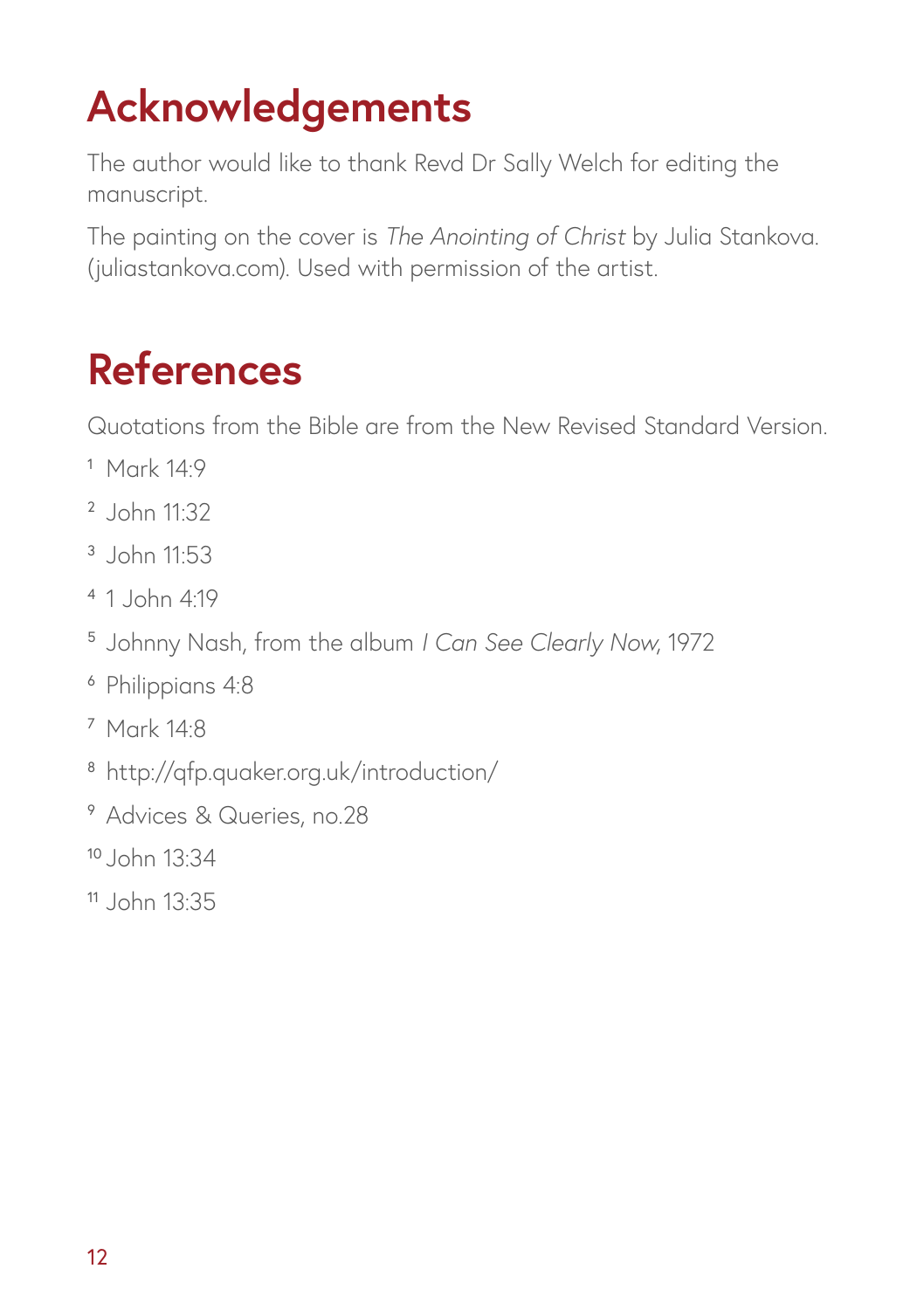# Acknowledgements

The author would like to thank Revd Dr Sally Welch for editing the manuscript.

The painting on the cover is *The Anointing of Christ* by Julia Stankova. (juliastankova.com). Used with permission of the artist.

# References

Quotations from the Bible are from the New Revised Standard Version.

[1] Mark 14:9

[2] John 11:32

[3] John 11:53

[4] 1 John 4:19

[5] Johnny Nash, from the album *I Can See Clearly Now*, 1972

[6] Philippians 4:8

[7] Mark 14:8

[8] http://qfp.quaker.org.uk/introduction/

[9] Advices & Queries, no.28

[10] John 13:34

[11] John 13:35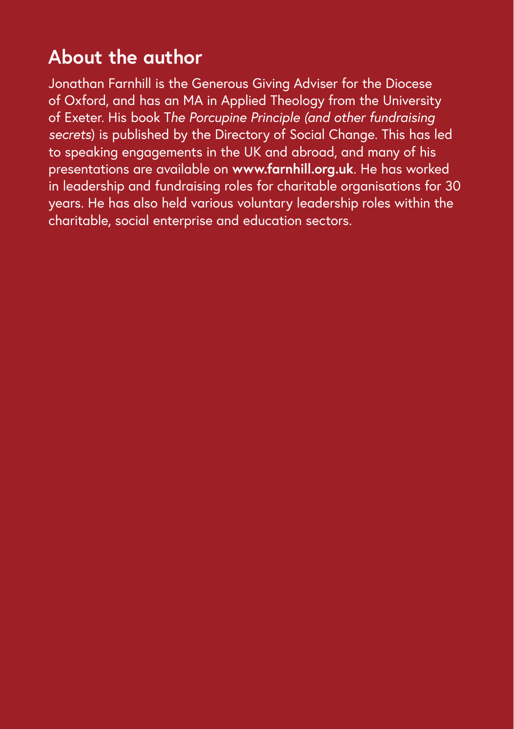## About the author

Jonathan Farnhill is the Generous Giving Adviser for the Diocese of Oxford, and has an MA in Applied Theology from the University of Exeter. His book T*he Porcupine Principle (and other fundraising secrets*) is published by the Directory of Social Change. This has led to speaking engagements in the UK and abroad, and many of his presentations are available on **www.farnhill.org.uk**. He has worked in leadership and fundraising roles for charitable organisations for 30 years. He has also held various voluntary leadership roles within the charitable, social enterprise and education sectors.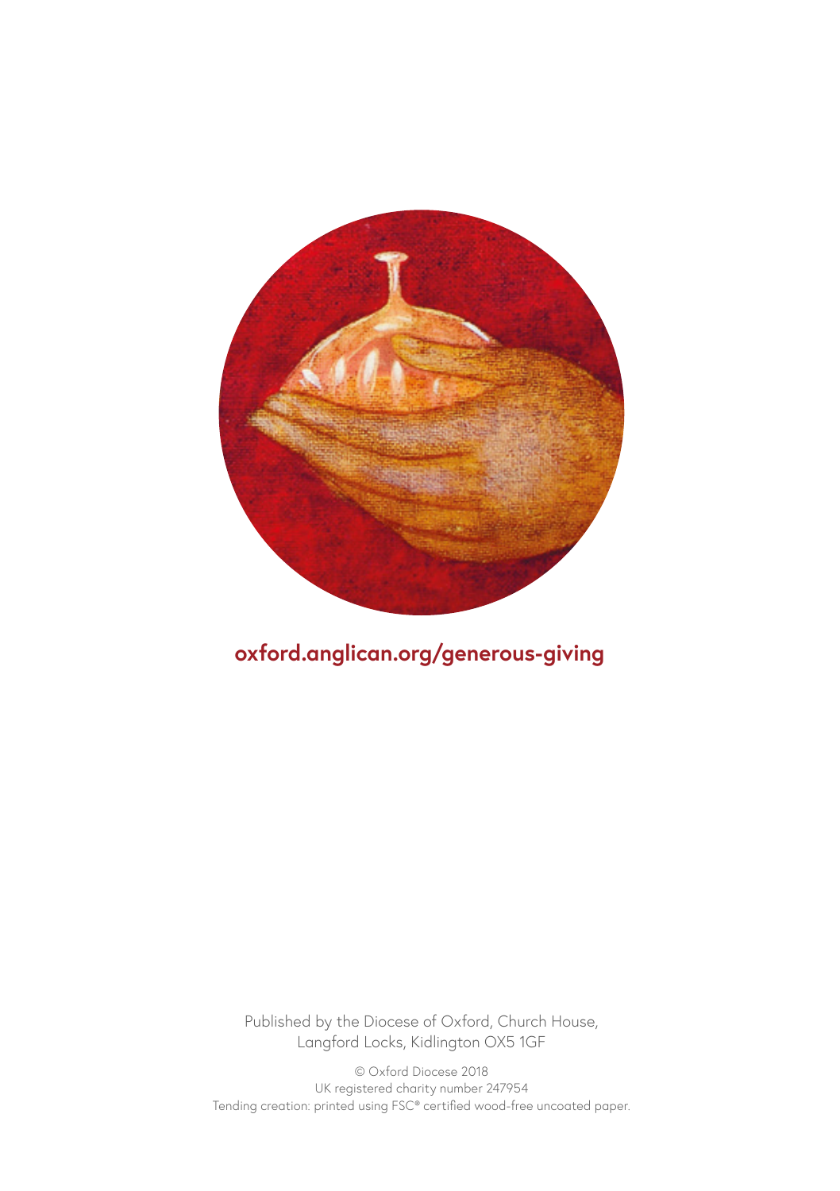**oxford.anglican.org/generous-giving**

Published by the Diocese of Oxford, Church House, Langford Locks, Kidlington OX5 1GF

© Oxford Diocese 2018
UK registered charity number 247954
Tending creation: printed using FSC® certified wood-free uncoated paper.